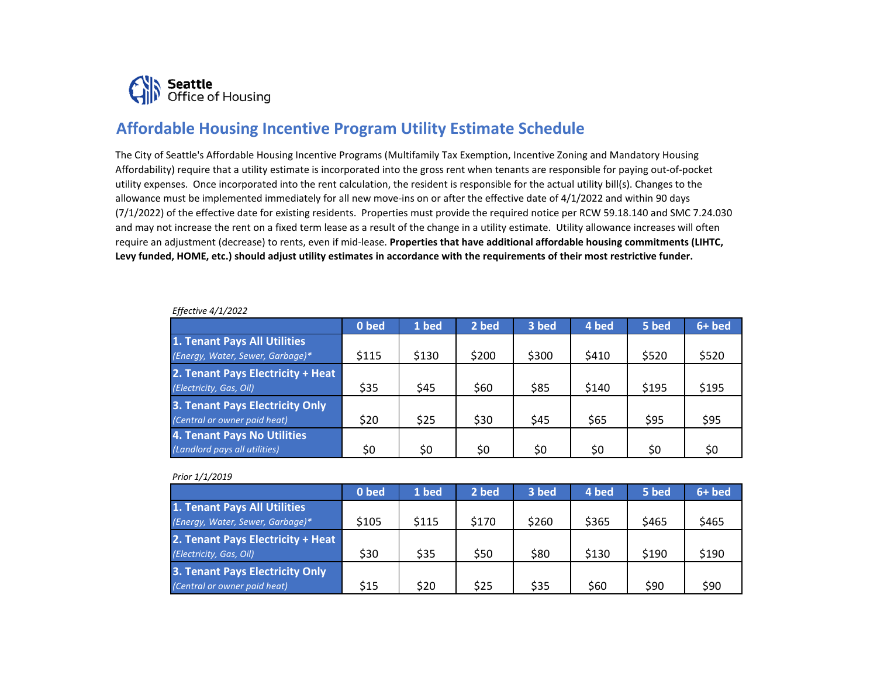Seattle Office of Housing

# Affordable Housing Incentive Program Utility Estimate Schedule

The City of Seattle's Affordable Housing Incentive Programs (Multifamily Tax Exemption, Incentive Zoning and Mandatory Housing Affordability) require that a utility estimate is incorporated into the gross rent when tenants are responsible for paying out-of-pocket utility expenses. Once incorporated into the rent calculation, the resident is responsible for the actual utility bill(s). Changes to the allowance must be implemented immediately for all new move-ins on or after the effective date of 4/1/2022 and within 90 days (7/1/2022) of the effective date for existing residents. Properties must provide the required notice per RCW 59.18.140 and SMC 7.24.030 and may not increase the rent on a fixed term lease as a result of the change in a utility estimate. Utility allowance increases will often require an adjustment (decrease) to rents, even if mid-lease. **Properties that have additional affordable housing commitments (LIHTC, Levy funded, HOME, etc.) should adjust utility estimates in accordance with the requirements of their most restrictive funder.**

*Effective 4/1/2022*

| | 0 bed | 1 bed | 2 bed | 3 bed | 4 bed | 5 bed | 6+ bed |
|---|---|---|---|---|---|---|---|
| **1. Tenant Pays All Utilities** *(Energy, Water, Sewer, Garbage)** | $115 | $130 | $200 | $300 | $410 | $520 | $520 |
| **2. Tenant Pays Electricity + Heat** *(Electricity, Gas, Oil)* | $35 | $45 | $60 | $85 | $140 | $195 | $195 |
| **3. Tenant Pays Electricity Only** *(Central or owner paid heat)* | $20 | $25 | $30 | $45 | $65 | $95 | $95 |
| **4. Tenant Pays No Utilities** *(Landlord pays all utilities)* | $0 | $0 | $0 | $0 | $0 | $0 | $0 |

*Prior 1/1/2019*

| | 0 bed | 1 bed | 2 bed | 3 bed | 4 bed | 5 bed | 6+ bed |
|---|---|---|---|---|---|---|---|
| **1. Tenant Pays All Utilities** *(Energy, Water, Sewer, Garbage)** | $105 | $115 | $170 | $260 | $365 | $465 | $465 |
| **2. Tenant Pays Electricity + Heat** *(Electricity, Gas, Oil)* | $30 | $35 | $50 | $80 | $130 | $190 | $190 |
| **3. Tenant Pays Electricity Only** *(Central or owner paid heat)* | $15 | $20 | $25 | $35 | $60 | $90 | $90 |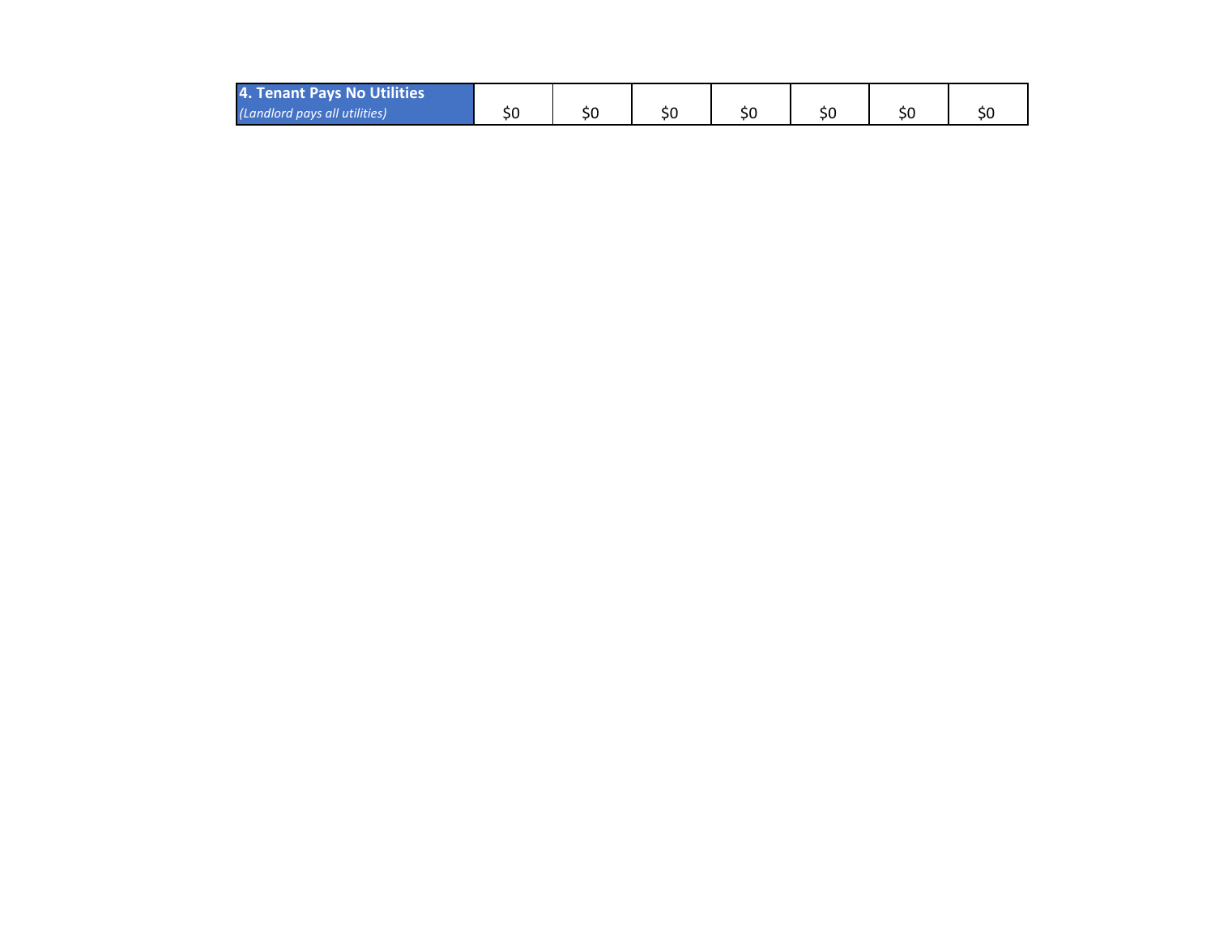| | | | | | | | |
|---|---|---|---|---|---|---|---|
| **4. Tenant Pays No Utilities** *(Landlord pays all utilities)* | $0 | $0 | $0 | $0 | $0 | $0 | $0 |